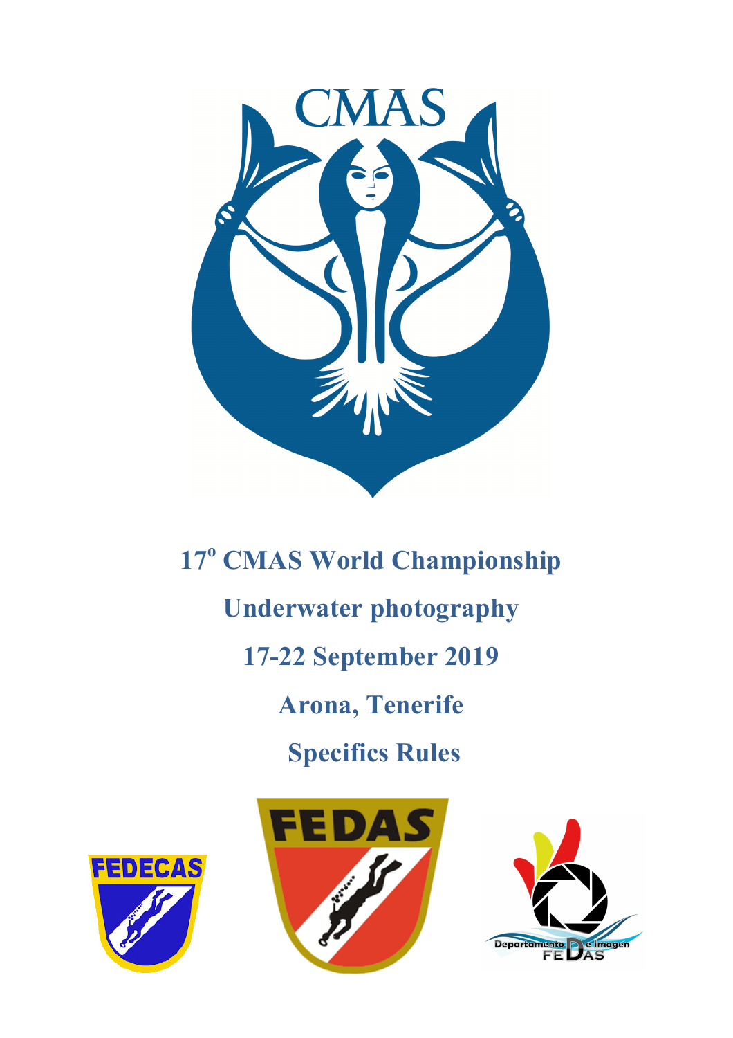# 17º CMAS World Championship

## Underwater photography

## 17-22 September 2019

## Arona, Tenerife

## Specifics Rules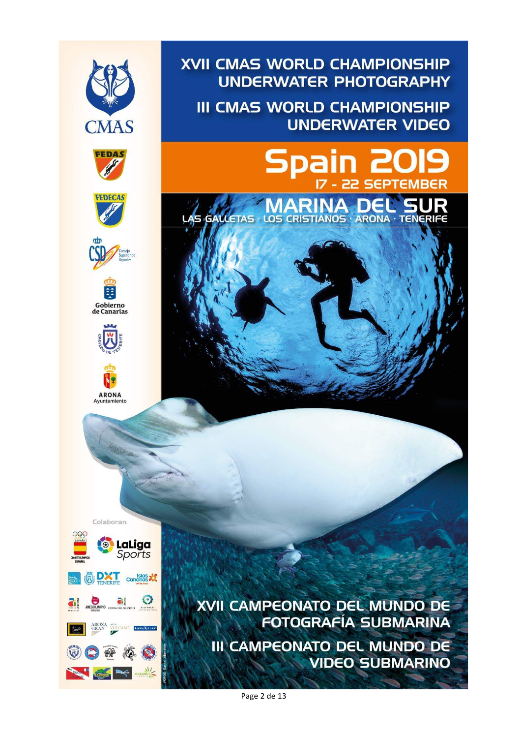# XVII CMAS WORLD CHAMPIONSHIP UNDERWATER PHOTOGRAPHY

# III CMAS WORLD CHAMPIONSHIP UNDERWATER VIDEO

## Spain 2019

**17 - 22 SEPTEMBER**

## MARINA DEL SUR

LAS GALLETAS · LOS CRISTIANOS · ARONA · TENERIFE

CMAS

FEDAS

FEDECAS

CSD Consejo Superior de Deportes

Gobierno de Canarias

Cabildo de Tenerife

ARONA Ayuntamiento

Colaboran:

Comité Olímpico Español

LaLiga Sports

DXT Tenerife

Islas Canarias

Juego Limpio

Costa del Silencio

Arona Gran Hotel

Volcano

## XVII CAMPEONATO DEL MUNDO DE FOTOGRAFÍA SUBMARINA

## III CAMPEONATO DEL MUNDO DE VIDEO SUBMARINO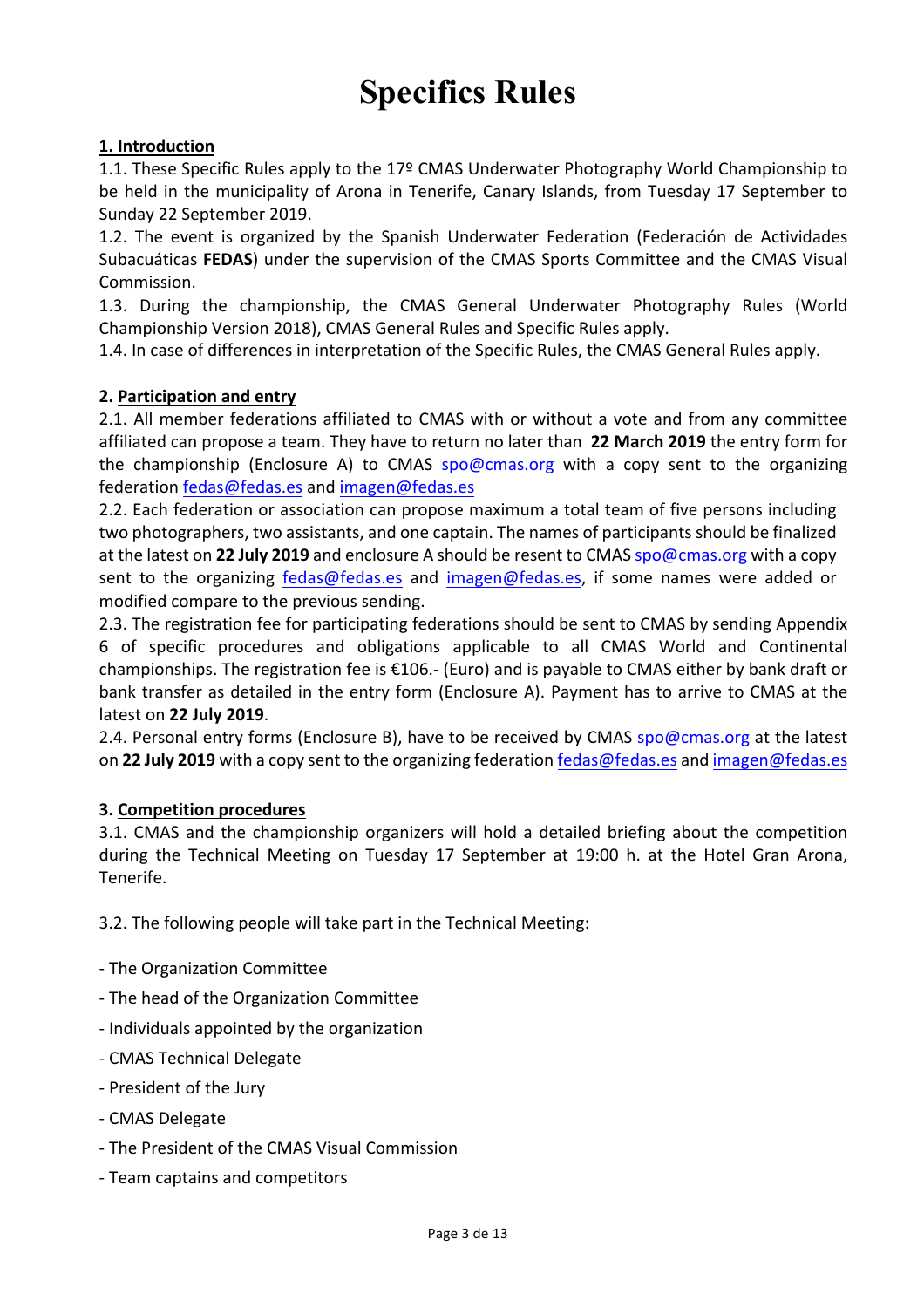# Specifics Rules

**1. Introduction**

1.1. These Specific Rules apply to the 17º CMAS Underwater Photography World Championship to be held in the municipality of Arona in Tenerife, Canary Islands, from Tuesday 17 September to Sunday 22 September 2019.

1.2. The event is organized by the Spanish Underwater Federation (Federación de Actividades Subacuáticas **FEDAS**) under the supervision of the CMAS Sports Committee and the CMAS Visual Commission.

1.3. During the championship, the CMAS General Underwater Photography Rules (World Championship Version 2018), CMAS General Rules and Specific Rules apply.

1.4. In case of differences in interpretation of the Specific Rules, the CMAS General Rules apply.

**2. Participation and entry**

2.1. All member federations affiliated to CMAS with or without a vote and from any committee affiliated can propose a team. They have to return no later than **22 March 2019** the entry form for the championship (Enclosure A) to CMAS spo@cmas.org with a copy sent to the organizing federation fedas@fedas.es and imagen@fedas.es

2.2. Each federation or association can propose maximum a total team of five persons including two photographers, two assistants, and one captain. The names of participants should be finalized at the latest on **22 July 2019** and enclosure A should be resent to CMAS spo@cmas.org with a copy sent to the organizing fedas@fedas.es and imagen@fedas.es, if some names were added or modified compare to the previous sending.

2.3. The registration fee for participating federations should be sent to CMAS by sending Appendix 6 of specific procedures and obligations applicable to all CMAS World and Continental championships. The registration fee is €106.- (Euro) and is payable to CMAS either by bank draft or bank transfer as detailed in the entry form (Enclosure A). Payment has to arrive to CMAS at the latest on **22 July 2019**.

2.4. Personal entry forms (Enclosure B), have to be received by CMAS spo@cmas.org at the latest on **22 July 2019** with a copy sent to the organizing federation fedas@fedas.es and imagen@fedas.es

**3. Competition procedures**

3.1. CMAS and the championship organizers will hold a detailed briefing about the competition during the Technical Meeting on Tuesday 17 September at 19:00 h. at the Hotel Gran Arona, Tenerife.

3.2. The following people will take part in the Technical Meeting:

- The Organization Committee
- The head of the Organization Committee
- Individuals appointed by the organization
- CMAS Technical Delegate
- President of the Jury
- CMAS Delegate
- The President of the CMAS Visual Commission
- Team captains and competitors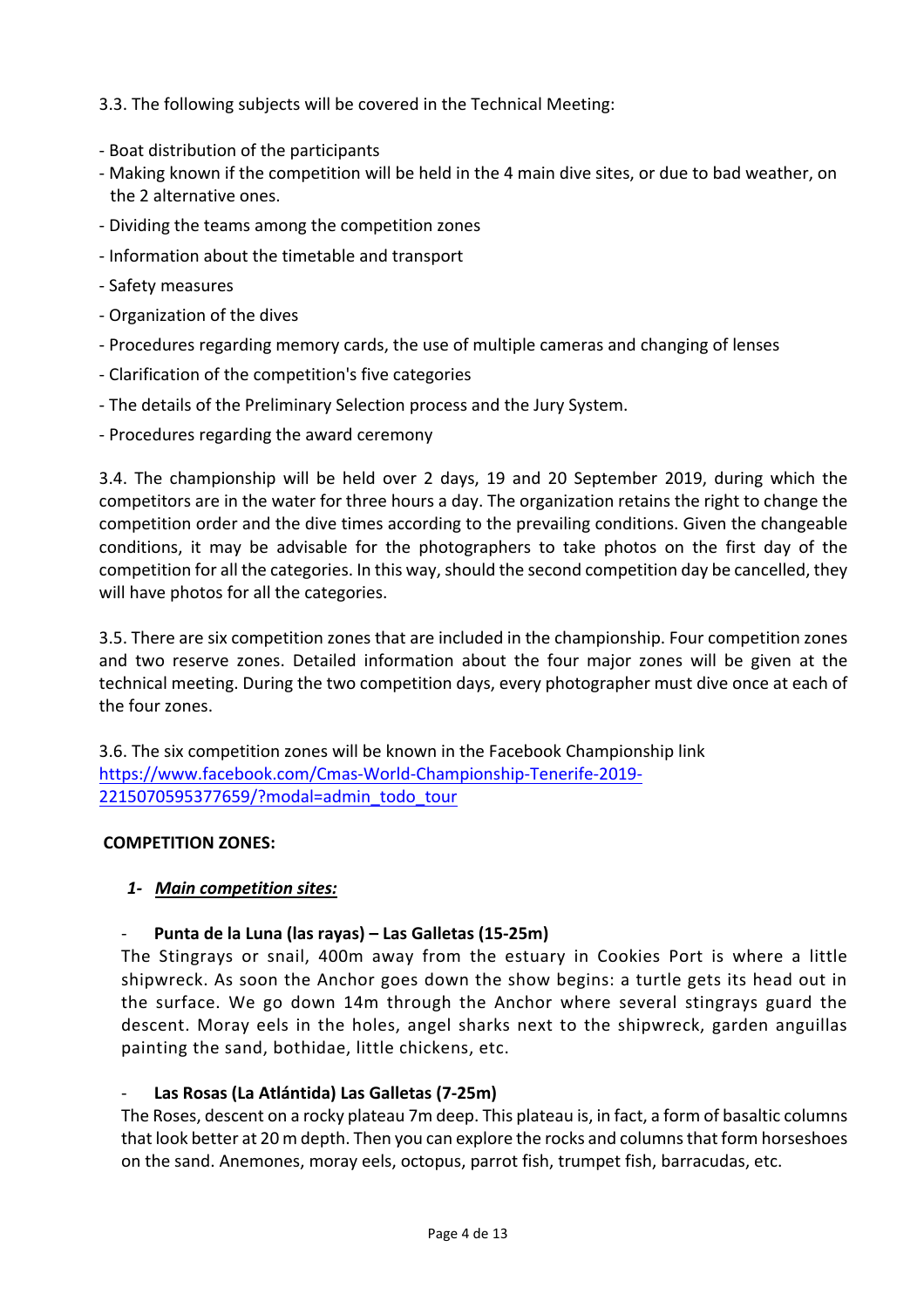3.3. The following subjects will be covered in the Technical Meeting:

- Boat distribution of the participants
- Making known if the competition will be held in the 4 main dive sites, or due to bad weather, on the 2 alternative ones.
- Dividing the teams among the competition zones
- Information about the timetable and transport
- Safety measures
- Organization of the dives
- Procedures regarding memory cards, the use of multiple cameras and changing of lenses
- Clarification of the competition's five categories
- The details of the Preliminary Selection process and the Jury System.
- Procedures regarding the award ceremony

3.4. The championship will be held over 2 days, 19 and 20 September 2019, during which the competitors are in the water for three hours a day. The organization retains the right to change the competition order and the dive times according to the prevailing conditions. Given the changeable conditions, it may be advisable for the photographers to take photos on the first day of the competition for all the categories. In this way, should the second competition day be cancelled, they will have photos for all the categories.

3.5. There are six competition zones that are included in the championship. Four competition zones and two reserve zones. Detailed information about the four major zones will be given at the technical meeting. During the two competition days, every photographer must dive once at each of the four zones.

3.6. The six competition zones will be known in the Facebook Championship link
[https://www.facebook.com/Cmas-World-Championship-Tenerife-2019-2215070595377659/?modal=admin_todo_tour](https://www.facebook.com/Cmas-World-Championship-Tenerife-2019-2215070595377659/?modal=admin_todo_tour)

**COMPETITION ZONES:**

1- ***Main competition sites:***

- **Punta de la Luna (las rayas) – Las Galletas (15-25m)**

  The Stingrays or snail, 400m away from the estuary in Cookies Port is where a little shipwreck. As soon the Anchor goes down the show begins: a turtle gets its head out in the surface. We go down 14m through the Anchor where several stingrays guard the descent. Moray eels in the holes, angel sharks next to the shipwreck, garden anguillas painting the sand, bothidae, little chickens, etc.

- **Las Rosas (La Atlántida) Las Galletas (7-25m)**

  The Roses, descent on a rocky plateau 7m deep. This plateau is, in fact, a form of basaltic columns that look better at 20 m depth. Then you can explore the rocks and columns that form horseshoes on the sand. Anemones, moray eels, octopus, parrot fish, trumpet fish, barracudas, etc.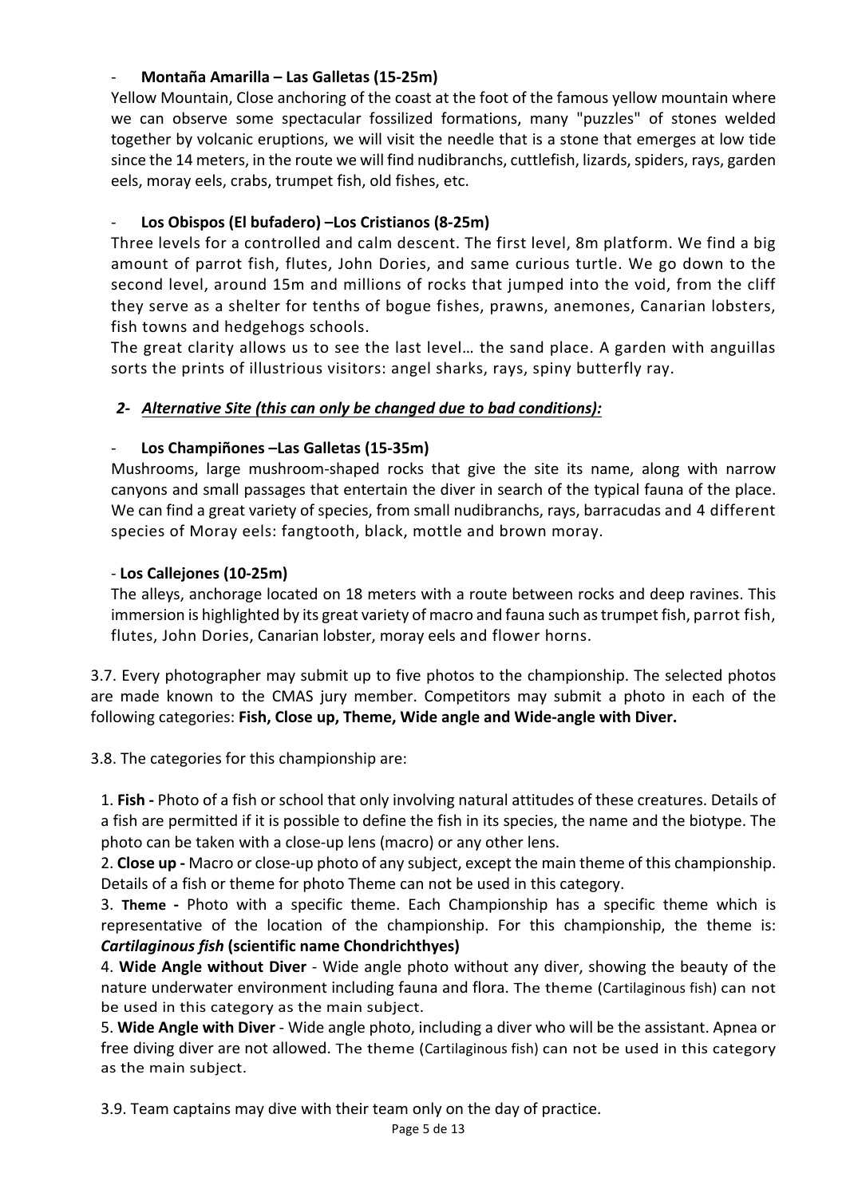- **Montaña Amarilla – Las Galletas (15-25m)**

  Yellow Mountain, Close anchoring of the coast at the foot of the famous yellow mountain where we can observe some spectacular fossilized formations, many "puzzles" of stones welded together by volcanic eruptions, we will visit the needle that is a stone that emerges at low tide since the 14 meters, in the route we will find nudibranchs, cuttlefish, lizards, spiders, rays, garden eels, moray eels, crabs, trumpet fish, old fishes, etc.

- **Los Obispos (El bufadero) –Los Cristianos (8-25m)**

  Three levels for a controlled and calm descent. The first level, 8m platform. We find a big amount of parrot fish, flutes, John Dories, and same curious turtle. We go down to the second level, around 15m and millions of rocks that jumped into the void, from the cliff they serve as a shelter for tenths of bogue fishes, prawns, anemones, Canarian lobsters, fish towns and hedgehogs schools.

  The great clarity allows us to see the last level… the sand place. A garden with anguillas sorts the prints of illustrious visitors: angel sharks, rays, spiny butterfly ray.

***2- Alternative Site (this can only be changed due to bad conditions):***

- **Los Champiñones –Las Galletas (15-35m)**

  Mushrooms, large mushroom-shaped rocks that give the site its name, along with narrow canyons and small passages that entertain the diver in search of the typical fauna of the place. We can find a great variety of species, from small nudibranchs, rays, barracudas and 4 different species of Moray eels: fangtooth, black, mottle and brown moray.

- **Los Callejones (10-25m)**

  The alleys, anchorage located on 18 meters with a route between rocks and deep ravines. This immersion is highlighted by its great variety of macro and fauna such as trumpet fish, parrot fish, flutes, John Dories, Canarian lobster, moray eels and flower horns.

3.7. Every photographer may submit up to five photos to the championship. The selected photos are made known to the CMAS jury member. Competitors may submit a photo in each of the following categories: **Fish, Close up, Theme, Wide angle and Wide-angle with Diver.**

3.8. The categories for this championship are:

1. **Fish -** Photo of a fish or school that only involving natural attitudes of these creatures. Details of a fish are permitted if it is possible to define the fish in its species, the name and the biotype. The photo can be taken with a close-up lens (macro) or any other lens.
2. **Close up -** Macro or close-up photo of any subject, except the main theme of this championship. Details of a fish or theme for photo Theme can not be used in this category.
3. **Theme -** Photo with a specific theme. Each Championship has a specific theme which is representative of the location of the championship. For this championship, the theme is: ***Cartilaginous fish* (scientific name Chondrichthyes)**
4. **Wide Angle without Diver** - Wide angle photo without any diver, showing the beauty of the nature underwater environment including fauna and flora. The theme (Cartilaginous fish) can not be used in this category as the main subject.
5. **Wide Angle with Diver** - Wide angle photo, including a diver who will be the assistant. Apnea or free diving diver are not allowed. The theme (Cartilaginous fish) can not be used in this category as the main subject.

3.9. Team captains may dive with their team only on the day of practice.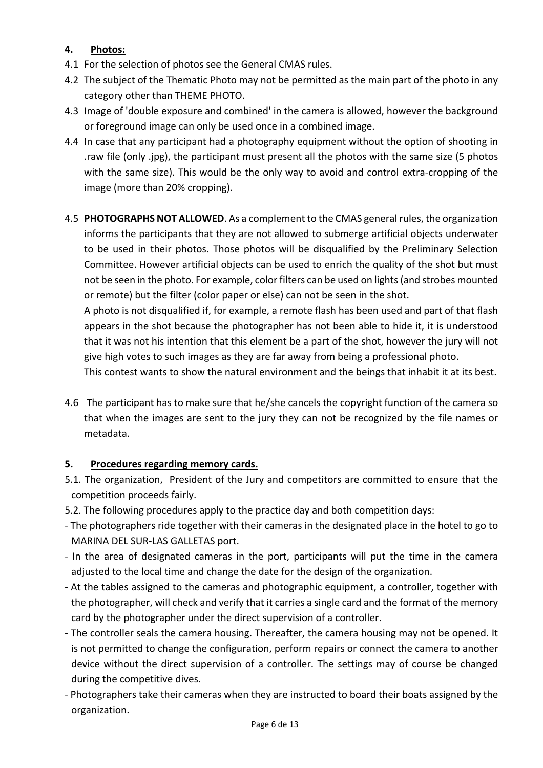## 4. Photos:

4.1 For the selection of photos see the General CMAS rules.

4.2 The subject of the Thematic Photo may not be permitted as the main part of the photo in any category other than THEME PHOTO.

4.3 Image of 'double exposure and combined' in the camera is allowed, however the background or foreground image can only be used once in a combined image.

4.4 In case that any participant had a photography equipment without the option of shooting in .raw file (only .jpg), the participant must present all the photos with the same size (5 photos with the same size). This would be the only way to avoid and control extra-cropping of the image (more than 20% cropping).

4.5 **PHOTOGRAPHS NOT ALLOWED**. As a complement to the CMAS general rules, the organization informs the participants that they are not allowed to submerge artificial objects underwater to be used in their photos. Those photos will be disqualified by the Preliminary Selection Committee. However artificial objects can be used to enrich the quality of the shot but must not be seen in the photo. For example, color filters can be used on lights (and strobes mounted or remote) but the filter (color paper or else) can not be seen in the shot.
A photo is not disqualified if, for example, a remote flash has been used and part of that flash appears in the shot because the photographer has not been able to hide it, it is understood that it was not his intention that this element be a part of the shot, however the jury will not give high votes to such images as they are far away from being a professional photo.
This contest wants to show the natural environment and the beings that inhabit it at its best.

4.6 The participant has to make sure that he/she cancels the copyright function of the camera so that when the images are sent to the jury they can not be recognized by the file names or metadata.

## 5. Procedures regarding memory cards.

5.1. The organization, President of the Jury and competitors are committed to ensure that the competition proceeds fairly.

5.2. The following procedures apply to the practice day and both competition days:

- The photographers ride together with their cameras in the designated place in the hotel to go to MARINA DEL SUR-LAS GALLETAS port.
- In the area of designated cameras in the port, participants will put the time in the camera adjusted to the local time and change the date for the design of the organization.
- At the tables assigned to the cameras and photographic equipment, a controller, together with the photographer, will check and verify that it carries a single card and the format of the memory card by the photographer under the direct supervision of a controller.
- The controller seals the camera housing. Thereafter, the camera housing may not be opened. It is not permitted to change the configuration, perform repairs or connect the camera to another device without the direct supervision of a controller. The settings may of course be changed during the competitive dives.
- Photographers take their cameras when they are instructed to board their boats assigned by the organization.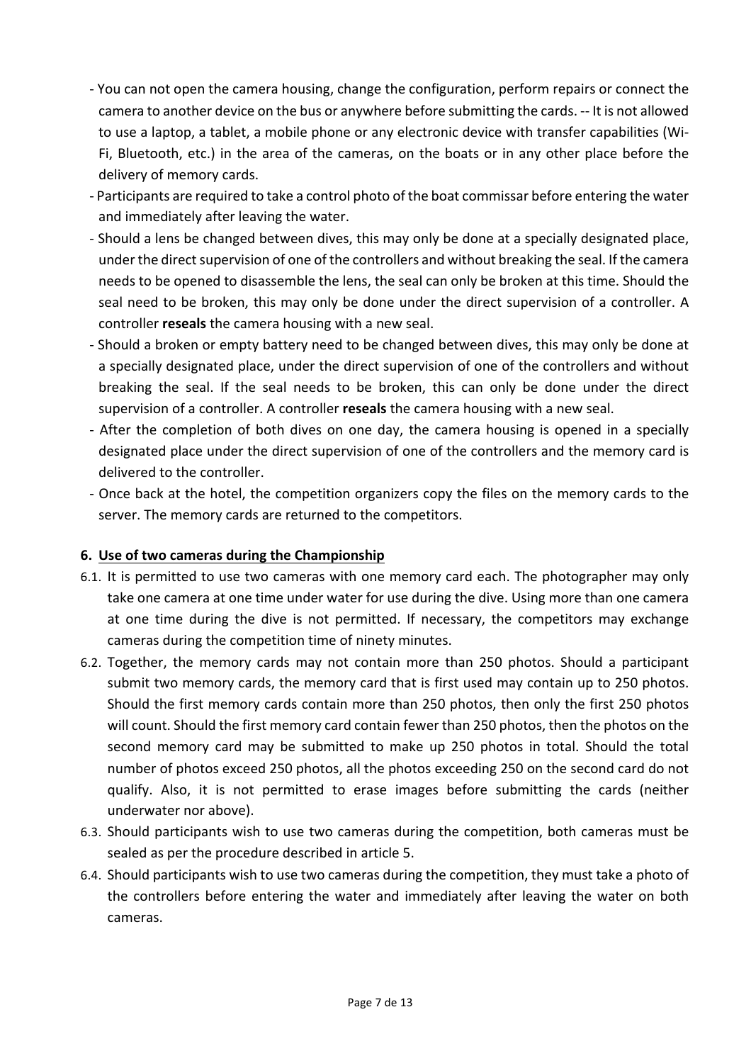- You can not open the camera housing, change the configuration, perform repairs or connect the camera to another device on the bus or anywhere before submitting the cards. -- It is not allowed to use a laptop, a tablet, a mobile phone or any electronic device with transfer capabilities (Wi-Fi, Bluetooth, etc.) in the area of the cameras, on the boats or in any other place before the delivery of memory cards.
- Participants are required to take a control photo of the boat commissar before entering the water and immediately after leaving the water.
- Should a lens be changed between dives, this may only be done at a specially designated place, under the direct supervision of one of the controllers and without breaking the seal. If the camera needs to be opened to disassemble the lens, the seal can only be broken at this time. Should the seal need to be broken, this may only be done under the direct supervision of a controller. A controller **reseals** the camera housing with a new seal.
- Should a broken or empty battery need to be changed between dives, this may only be done at a specially designated place, under the direct supervision of one of the controllers and without breaking the seal. If the seal needs to be broken, this can only be done under the direct supervision of a controller. A controller **reseals** the camera housing with a new seal.
- After the completion of both dives on one day, the camera housing is opened in a specially designated place under the direct supervision of one of the controllers and the memory card is delivered to the controller.
- Once back at the hotel, the competition organizers copy the files on the memory cards to the server. The memory cards are returned to the competitors.

## 6. Use of two cameras during the Championship

6.1. It is permitted to use two cameras with one memory card each. The photographer may only take one camera at one time under water for use during the dive. Using more than one camera at one time during the dive is not permitted. If necessary, the competitors may exchange cameras during the competition time of ninety minutes.

6.2. Together, the memory cards may not contain more than 250 photos. Should a participant submit two memory cards, the memory card that is first used may contain up to 250 photos. Should the first memory cards contain more than 250 photos, then only the first 250 photos will count. Should the first memory card contain fewer than 250 photos, then the photos on the second memory card may be submitted to make up 250 photos in total. Should the total number of photos exceed 250 photos, all the photos exceeding 250 on the second card do not qualify. Also, it is not permitted to erase images before submitting the cards (neither underwater nor above).

6.3. Should participants wish to use two cameras during the competition, both cameras must be sealed as per the procedure described in article 5.

6.4. Should participants wish to use two cameras during the competition, they must take a photo of the controllers before entering the water and immediately after leaving the water on both cameras.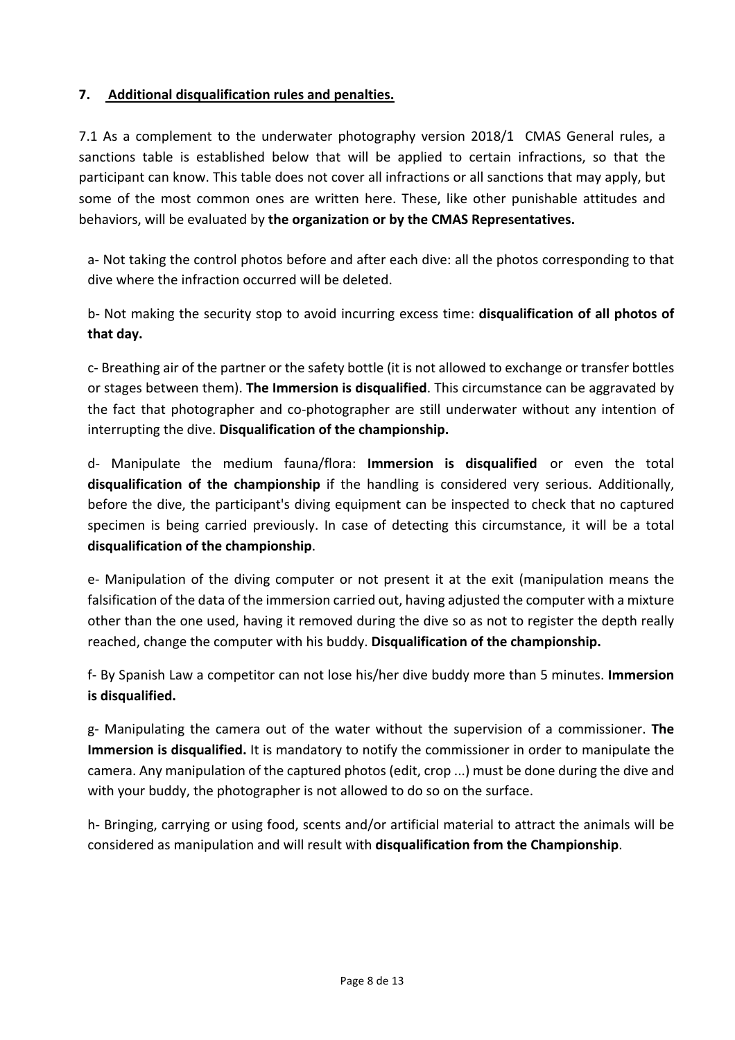## 7. Additional disqualification rules and penalties.

7.1 As a complement to the underwater photography version 2018/1 CMAS General rules, a sanctions table is established below that will be applied to certain infractions, so that the participant can know. This table does not cover all infractions or all sanctions that may apply, but some of the most common ones are written here. These, like other punishable attitudes and behaviors, will be evaluated by **the organization or by the CMAS Representatives.**

a- Not taking the control photos before and after each dive: all the photos corresponding to that dive where the infraction occurred will be deleted.

b- Not making the security stop to avoid incurring excess time: **disqualification of all photos of that day.**

c- Breathing air of the partner or the safety bottle (it is not allowed to exchange or transfer bottles or stages between them). **The Immersion is disqualified**. This circumstance can be aggravated by the fact that photographer and co-photographer are still underwater without any intention of interrupting the dive. **Disqualification of the championship.**

d- Manipulate the medium fauna/flora: **Immersion is disqualified** or even the total **disqualification of the championship** if the handling is considered very serious. Additionally, before the dive, the participant's diving equipment can be inspected to check that no captured specimen is being carried previously. In case of detecting this circumstance, it will be a total **disqualification of the championship**.

e- Manipulation of the diving computer or not present it at the exit (manipulation means the falsification of the data of the immersion carried out, having adjusted the computer with a mixture other than the one used, having it removed during the dive so as not to register the depth really reached, change the computer with his buddy. **Disqualification of the championship.**

f- By Spanish Law a competitor can not lose his/her dive buddy more than 5 minutes. **Immersion is disqualified.**

g- Manipulating the camera out of the water without the supervision of a commissioner. **The Immersion is disqualified.** It is mandatory to notify the commissioner in order to manipulate the camera. Any manipulation of the captured photos (edit, crop ...) must be done during the dive and with your buddy, the photographer is not allowed to do so on the surface.

h- Bringing, carrying or using food, scents and/or artificial material to attract the animals will be considered as manipulation and will result with **disqualification from the Championship**.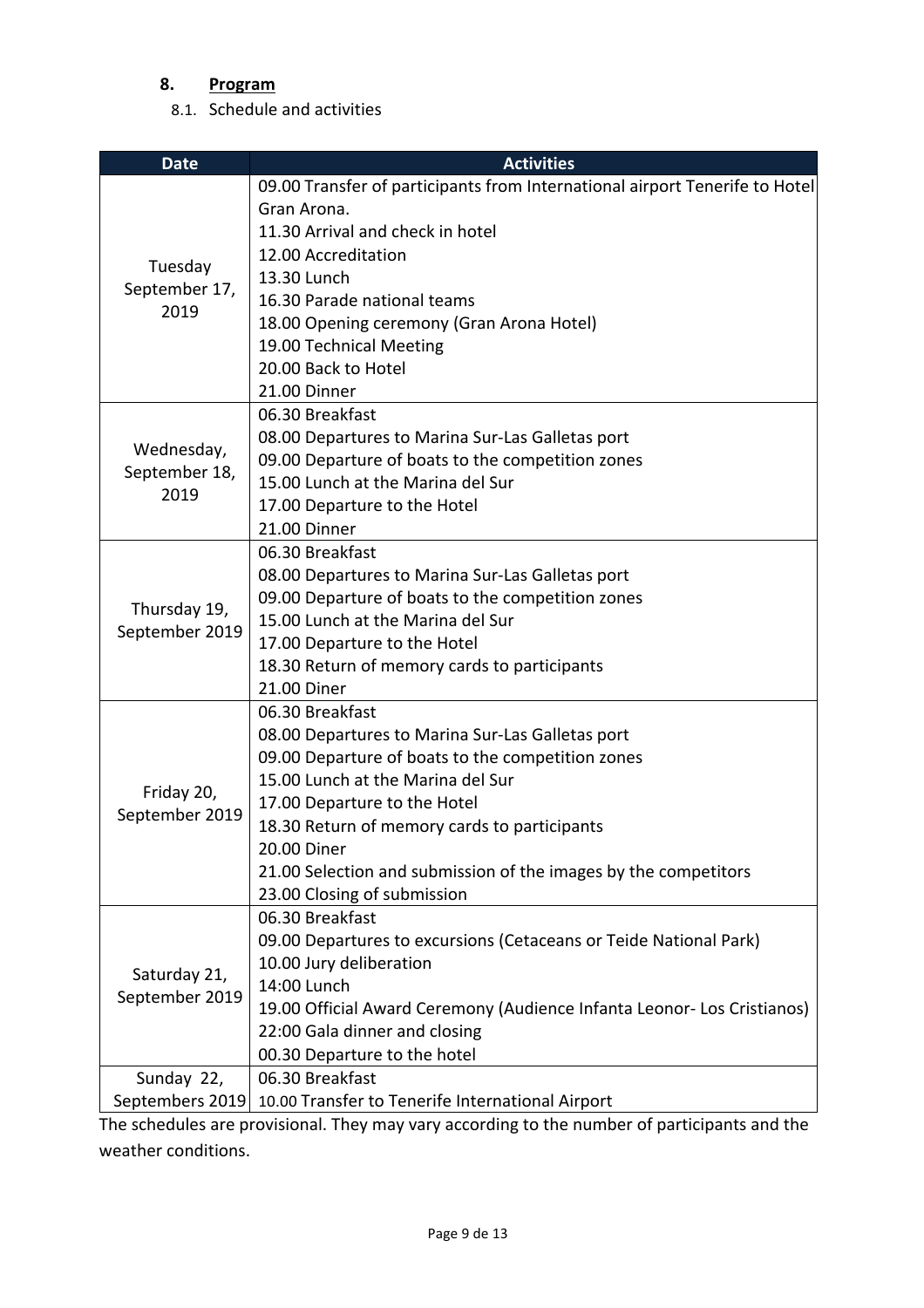## 8. Program

### 8.1. Schedule and activities

| Date | Activities |
|---|---|
| Tuesday September 17, 2019 | 09.00 Transfer of participants from International airport Tenerife to Hotel Gran Arona.<br>11.30 Arrival and check in hotel<br>12.00 Accreditation<br>13.30 Lunch<br>16.30 Parade national teams<br>18.00 Opening ceremony (Gran Arona Hotel)<br>19.00 Technical Meeting<br>20.00 Back to Hotel<br>21.00 Dinner |
| Wednesday, September 18, 2019 | 06.30 Breakfast<br>08.00 Departures to Marina Sur-Las Galletas port<br>09.00 Departure of boats to the competition zones<br>15.00 Lunch at the Marina del Sur<br>17.00 Departure to the Hotel<br>21.00 Dinner |
| Thursday 19, September 2019 | 06.30 Breakfast<br>08.00 Departures to Marina Sur-Las Galletas port<br>09.00 Departure of boats to the competition zones<br>15.00 Lunch at the Marina del Sur<br>17.00 Departure to the Hotel<br>18.30 Return of memory cards to participants<br>21.00 Diner |
| Friday 20, September 2019 | 06.30 Breakfast<br>08.00 Departures to Marina Sur-Las Galletas port<br>09.00 Departure of boats to the competition zones<br>15.00 Lunch at the Marina del Sur<br>17.00 Departure to the Hotel<br>18.30 Return of memory cards to participants<br>20.00 Diner<br>21.00 Selection and submission of the images by the competitors<br>23.00 Closing of submission |
| Saturday 21, September 2019 | 06.30 Breakfast<br>09.00 Departures to excursions (Cetaceans or Teide National Park)<br>10.00 Jury deliberation<br>14:00 Lunch<br>19.00 Official Award Ceremony (Audience Infanta Leonor- Los Cristianos)<br>22:00 Gala dinner and closing<br>00.30 Departure to the hotel |
| Sunday 22, Septembers 2019 | 06.30 Breakfast<br>10.00 Transfer to Tenerife International Airport |

The schedules are provisional. They may vary according to the number of participants and the weather conditions.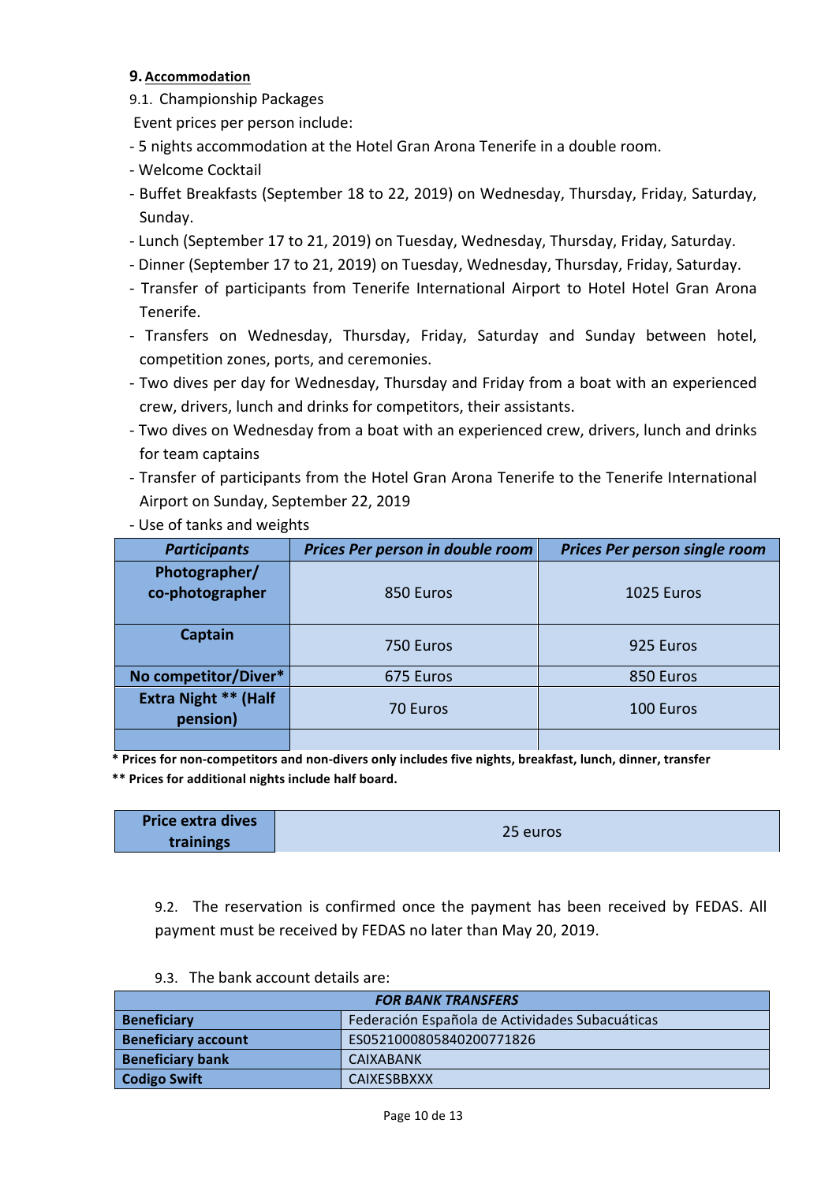## 9. Accommodation

9.1. Championship Packages

Event prices per person include:

- 5 nights accommodation at the Hotel Gran Arona Tenerife in a double room.
- Welcome Cocktail
- Buffet Breakfasts (September 18 to 22, 2019) on Wednesday, Thursday, Friday, Saturday, Sunday.
- Lunch (September 17 to 21, 2019) on Tuesday, Wednesday, Thursday, Friday, Saturday.
- Dinner (September 17 to 21, 2019) on Tuesday, Wednesday, Thursday, Friday, Saturday.
- Transfer of participants from Tenerife International Airport to Hotel Hotel Gran Arona Tenerife.
- Transfers on Wednesday, Thursday, Friday, Saturday and Sunday between hotel, competition zones, ports, and ceremonies.
- Two dives per day for Wednesday, Thursday and Friday from a boat with an experienced crew, drivers, lunch and drinks for competitors, their assistants.
- Two dives on Wednesday from a boat with an experienced crew, drivers, lunch and drinks for team captains
- Transfer of participants from the Hotel Gran Arona Tenerife to the Tenerife International Airport on Sunday, September 22, 2019
- Use of tanks and weights

| *Participants* | *Prices Per person in double room* | *Prices Per person single room* |
|---|---|---|
| **Photographer/ co-photographer** | 850 Euros | 1025 Euros |
| **Captain** | 750 Euros | 925 Euros |
| **No competitor/Diver*** | 675 Euros | 850 Euros |
| **Extra Night ** (Half pension)** | 70 Euros | 100 Euros |
| | | |

**\* Prices for non-competitors and non-divers only includes five nights, breakfast, lunch, dinner, transfer**

**\*\* Prices for additional nights include half board.**

| **Price extra dives trainings** | 25 euros |
|---|---|

9.2. The reservation is confirmed once the payment has been received by FEDAS. All payment must be received by FEDAS no later than May 20, 2019.

9.3. The bank account details are:

| *FOR BANK TRANSFERS* | |
|---|---|
| **Beneficiary** | Federación Española de Actividades Subacuáticas |
| **Beneficiary account** | ES0521000805840200771826 |
| **Beneficiary bank** | CAIXABANK |
| **Codigo Swift** | CAIXESBBXXX |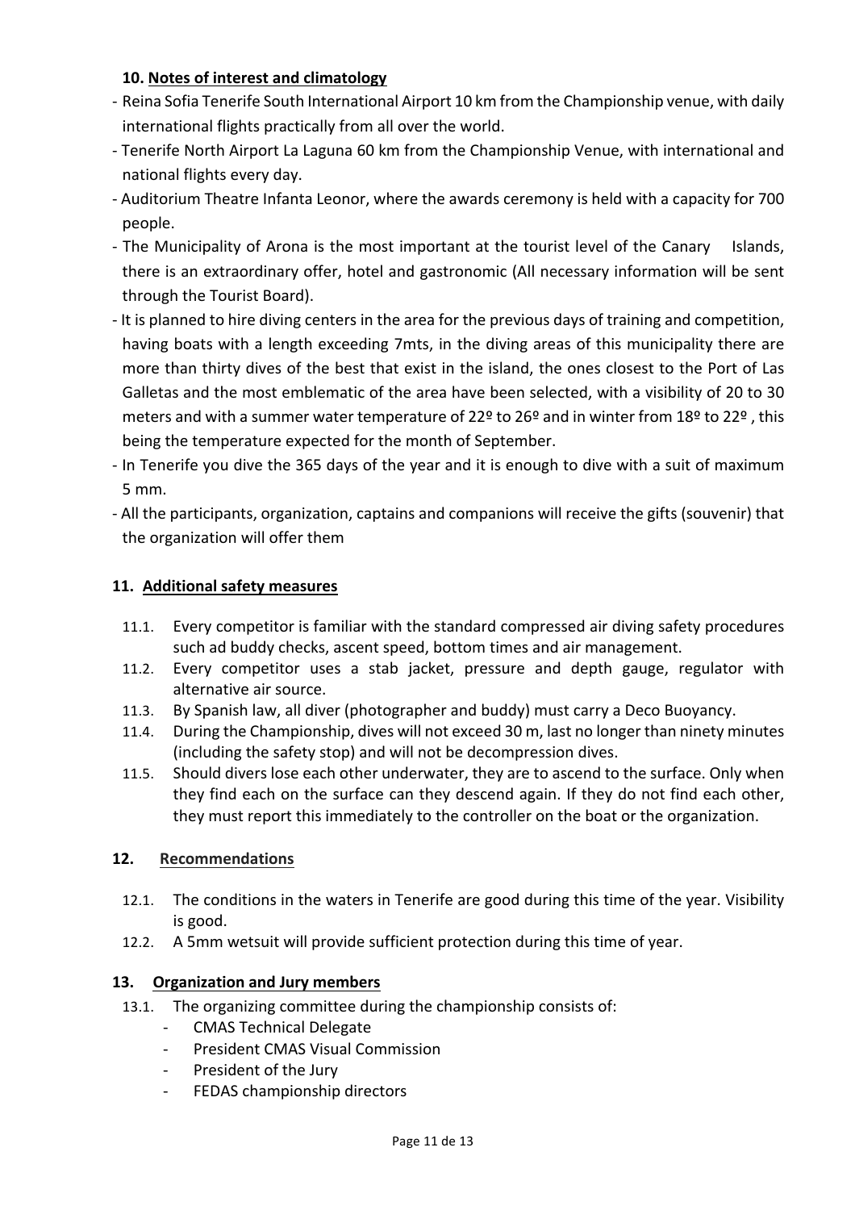### 10. Notes of interest and climatology

- Reina Sofia Tenerife South International Airport 10 km from the Championship venue, with daily international flights practically from all over the world.
- Tenerife North Airport La Laguna 60 km from the Championship Venue, with international and national flights every day.
- Auditorium Theatre Infanta Leonor, where the awards ceremony is held with a capacity for 700 people.
- The Municipality of Arona is the most important at the tourist level of the Canary Islands, there is an extraordinary offer, hotel and gastronomic (All necessary information will be sent through the Tourist Board).
- It is planned to hire diving centers in the area for the previous days of training and competition, having boats with a length exceeding 7mts, in the diving areas of this municipality there are more than thirty dives of the best that exist in the island, the ones closest to the Port of Las Galletas and the most emblematic of the area have been selected, with a visibility of 20 to 30 meters and with a summer water temperature of 22º to 26º and in winter from 18º to 22º , this being the temperature expected for the month of September.
- In Tenerife you dive the 365 days of the year and it is enough to dive with a suit of maximum 5 mm.
- All the participants, organization, captains and companions will receive the gifts (souvenir) that the organization will offer them

### 11. Additional safety measures

11.1. Every competitor is familiar with the standard compressed air diving safety procedures such ad buddy checks, ascent speed, bottom times and air management.

11.2. Every competitor uses a stab jacket, pressure and depth gauge, regulator with alternative air source.

11.3. By Spanish law, all diver (photographer and buddy) must carry a Deco Buoyancy.

11.4. During the Championship, dives will not exceed 30 m, last no longer than ninety minutes (including the safety stop) and will not be decompression dives.

11.5. Should divers lose each other underwater, they are to ascend to the surface. Only when they find each on the surface can they descend again. If they do not find each other, they must report this immediately to the controller on the boat or the organization.

### 12. Recommendations

12.1. The conditions in the waters in Tenerife are good during this time of the year. Visibility is good.

12.2. A 5mm wetsuit will provide sufficient protection during this time of year.

### 13. Organization and Jury members

13.1. The organizing committee during the championship consists of:

- CMAS Technical Delegate
- President CMAS Visual Commission
- President of the Jury
- FEDAS championship directors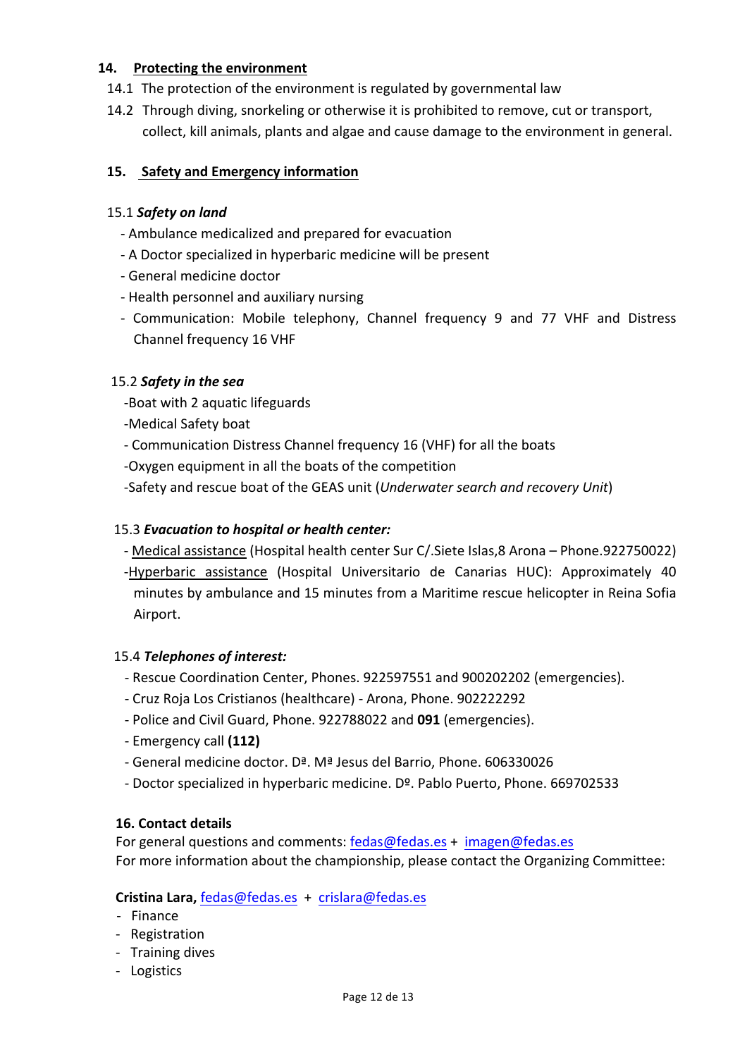## 14. Protecting the environment

14.1 The protection of the environment is regulated by governmental law

14.2 Through diving, snorkeling or otherwise it is prohibited to remove, cut or transport, collect, kill animals, plants and algae and cause damage to the environment in general.

## 15. Safety and Emergency information

15.1 ***Safety on land***

- Ambulance medicalized and prepared for evacuation
- A Doctor specialized in hyperbaric medicine will be present
- General medicine doctor
- Health personnel and auxiliary nursing
- Communication: Mobile telephony, Channel frequency 9 and 77 VHF and Distress Channel frequency 16 VHF

15.2 ***Safety in the sea***

- Boat with 2 aquatic lifeguards
- Medical Safety boat
- Communication Distress Channel frequency 16 (VHF) for all the boats
- Oxygen equipment in all the boats of the competition
- Safety and rescue boat of the GEAS unit (*Underwater search and recovery Unit*)

15.3 ***Evacuation to hospital or health center:***

- Medical assistance (Hospital health center Sur C/.Siete Islas,8 Arona – Phone.922750022)
- Hyperbaric assistance (Hospital Universitario de Canarias HUC): Approximately 40 minutes by ambulance and 15 minutes from a Maritime rescue helicopter in Reina Sofia Airport.

15.4 ***Telephones of interest:***

- Rescue Coordination Center, Phones. 922597551 and 900202202 (emergencies).
- Cruz Roja Los Cristianos (healthcare) - Arona, Phone. 902222292
- Police and Civil Guard, Phone. 922788022 and **091** (emergencies).
- Emergency call **(112)**
- General medicine doctor. Dª. Mª Jesus del Barrio, Phone. 606330026
- Doctor specialized in hyperbaric medicine. Dº. Pablo Puerto, Phone. 669702533

## 16. Contact details

For general questions and comments: fedas@fedas.es + imagen@fedas.es

For more information about the championship, please contact the Organizing Committee:

**Cristina Lara,** fedas@fedas.es + crislara@fedas.es

- Finance
- Registration
- Training dives
- Logistics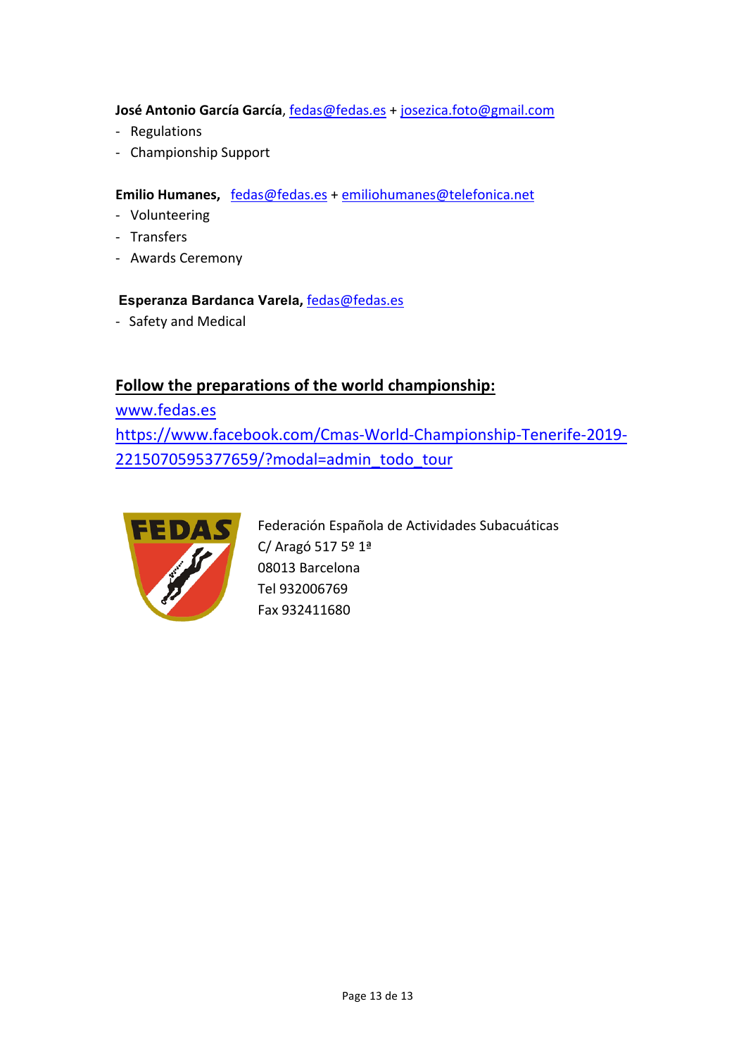**José Antonio García García**, fedas@fedas.es + josezica.foto@gmail.com

- Regulations
- Championship Support

**Emilio Humanes**, fedas@fedas.es + emiliohumanes@telefonica.net

- Volunteering
- Transfers
- Awards Ceremony

**Esperanza Bardanca Varela,** fedas@fedas.es

- Safety and Medical

## Follow the preparations of the world championship:

www.fedas.es

https://www.facebook.com/Cmas-World-Championship-Tenerife-2019-2215070595377659/?modal=admin_todo_tour

FEDAS

Federación Española de Actividades Subacuáticas
C/ Aragó 517 5º 1ª
08013 Barcelona
Tel 932006769
Fax 932411680